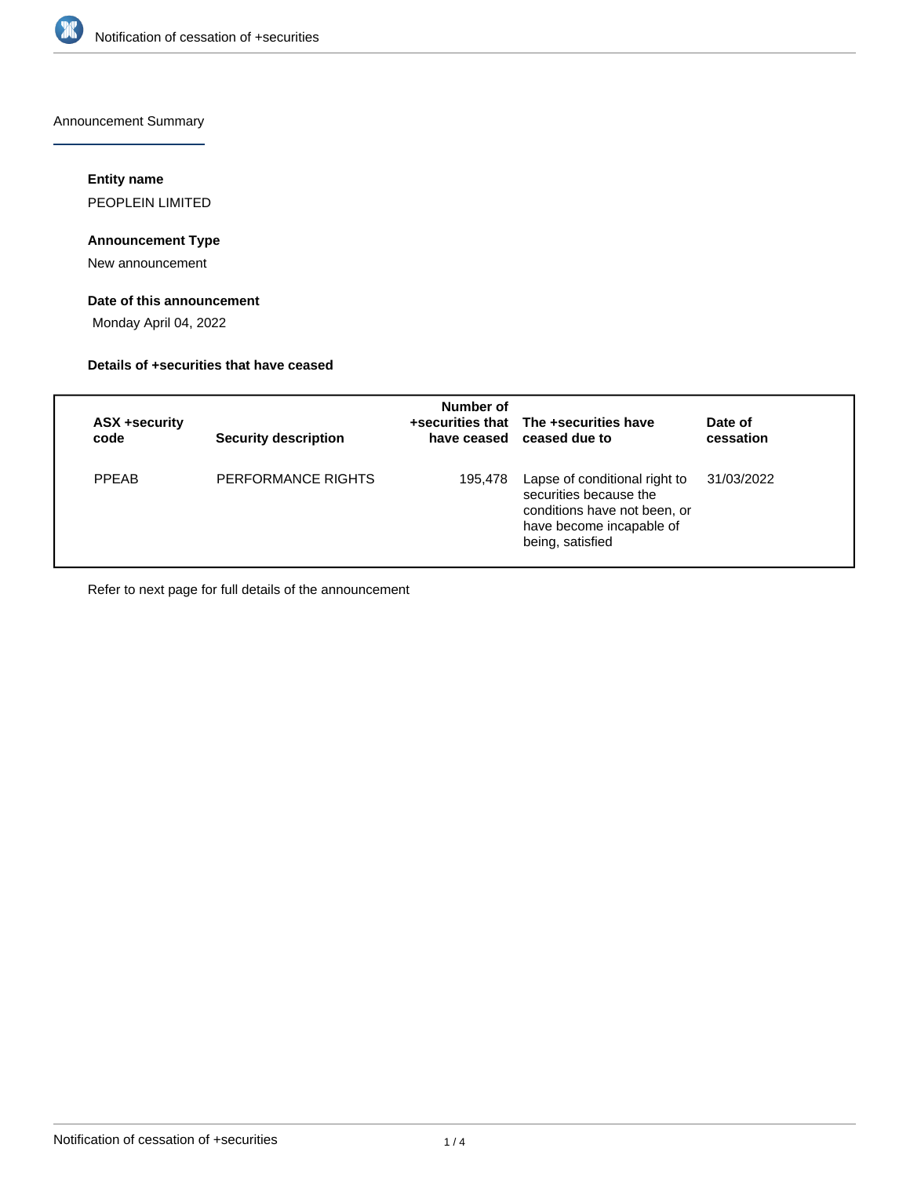Announcement Summary

### Entity name

PEOPLEIN LIMITED

### Announcement Type

New announcement

### Date of this announcement

Monday April 04, 2022

### Details of +securities that have ceased

| ASX +security code | Security description | Number of +securities that have ceased | The +securities have ceased due to | Date of cessation |
|---|---|---|---|---|
| PPEAB | PERFORMANCE RIGHTS | 195,478 | Lapse of conditional right to securities because the conditions have not been, or have become incapable of being, satisfied | 31/03/2022 |

Refer to next page for full details of the announcement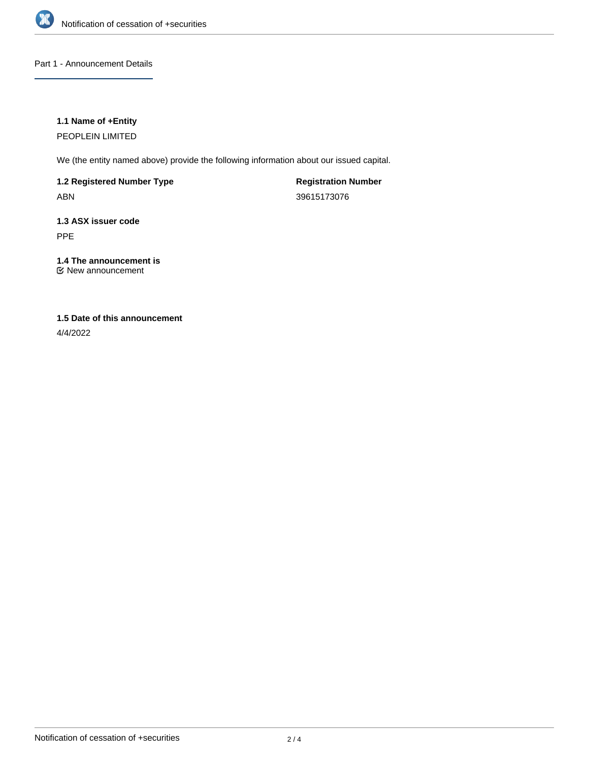## Part 1 - Announcement Details

### 1.1 Name of +Entity

PEOPLEIN LIMITED

We (the entity named above) provide the following information about our issued capital.

| **1.2 Registered Number Type** | **Registration Number** |
|---|---|
| ABN | 39615173076 |

### 1.3 ASX issuer code

PPE

### 1.4 The announcement is

☑ New announcement

### 1.5 Date of this announcement

4/4/2022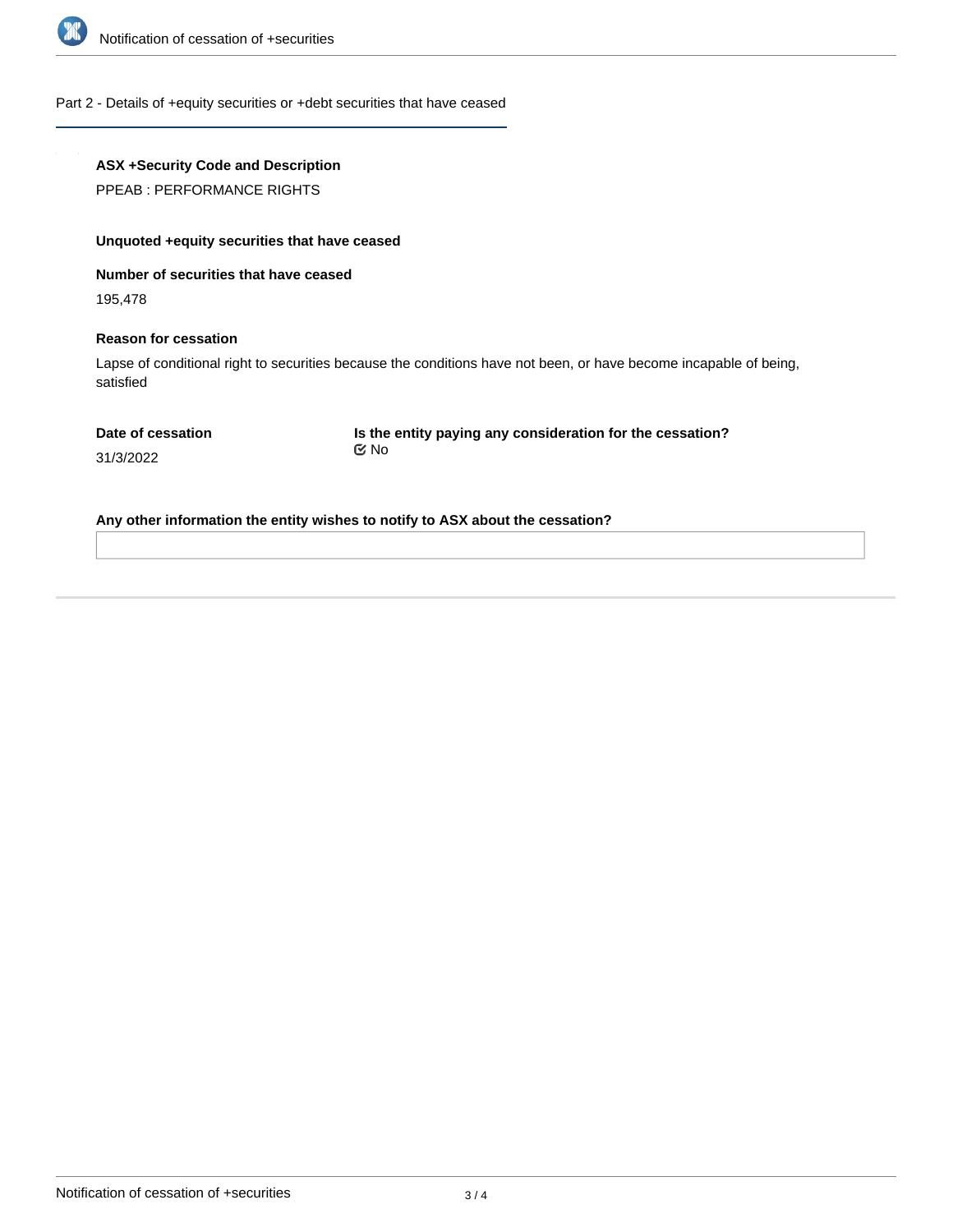## Part 2 - Details of +equity securities or +debt securities that have ceased

**ASX +Security Code and Description**

PPEAB : PERFORMANCE RIGHTS

**Unquoted +equity securities that have ceased**

**Number of securities that have ceased**

195,478

**Reason for cessation**

Lapse of conditional right to securities because the conditions have not been, or have become incapable of being, satisfied

**Date of cessation**

31/3/2022

**Is the entity paying any consideration for the cessation?**

No

**Any other information the entity wishes to notify to ASX about the cessation?**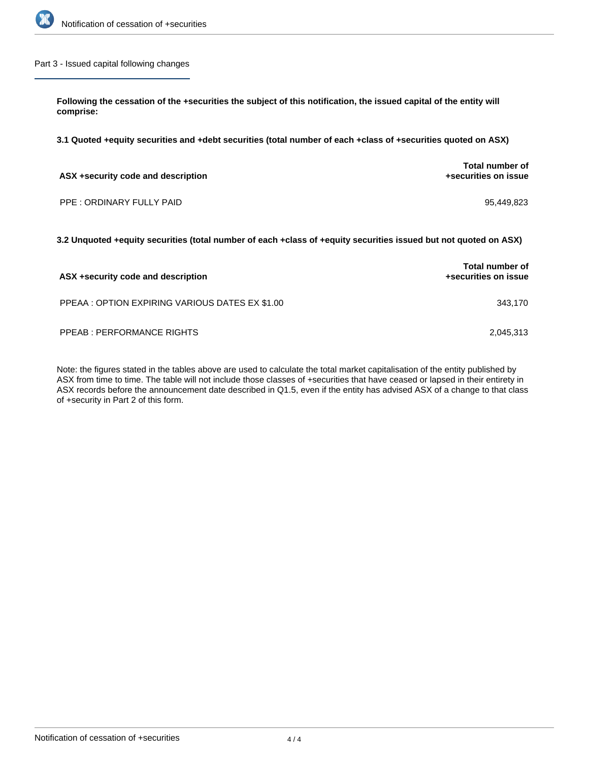## Part 3 - Issued capital following changes

**Following the cessation of the +securities the subject of this notification, the issued capital of the entity will comprise:**

**3.1 Quoted +equity securities and +debt securities (total number of each +class of +securities quoted on ASX)**

| ASX +security code and description | Total number of +securities on issue |
|---|---|
| PPE : ORDINARY FULLY PAID | 95,449,823 |

**3.2 Unquoted +equity securities (total number of each +class of +equity securities issued but not quoted on ASX)**

| ASX +security code and description | Total number of +securities on issue |
|---|---|
| PPEAA : OPTION EXPIRING VARIOUS DATES EX $1.00 | 343,170 |
| PPEAB : PERFORMANCE RIGHTS | 2,045,313 |

Note: the figures stated in the tables above are used to calculate the total market capitalisation of the entity published by ASX from time to time. The table will not include those classes of +securities that have ceased or lapsed in their entirety in ASX records before the announcement date described in Q1.5, even if the entity has advised ASX of a change to that class of +security in Part 2 of this form.